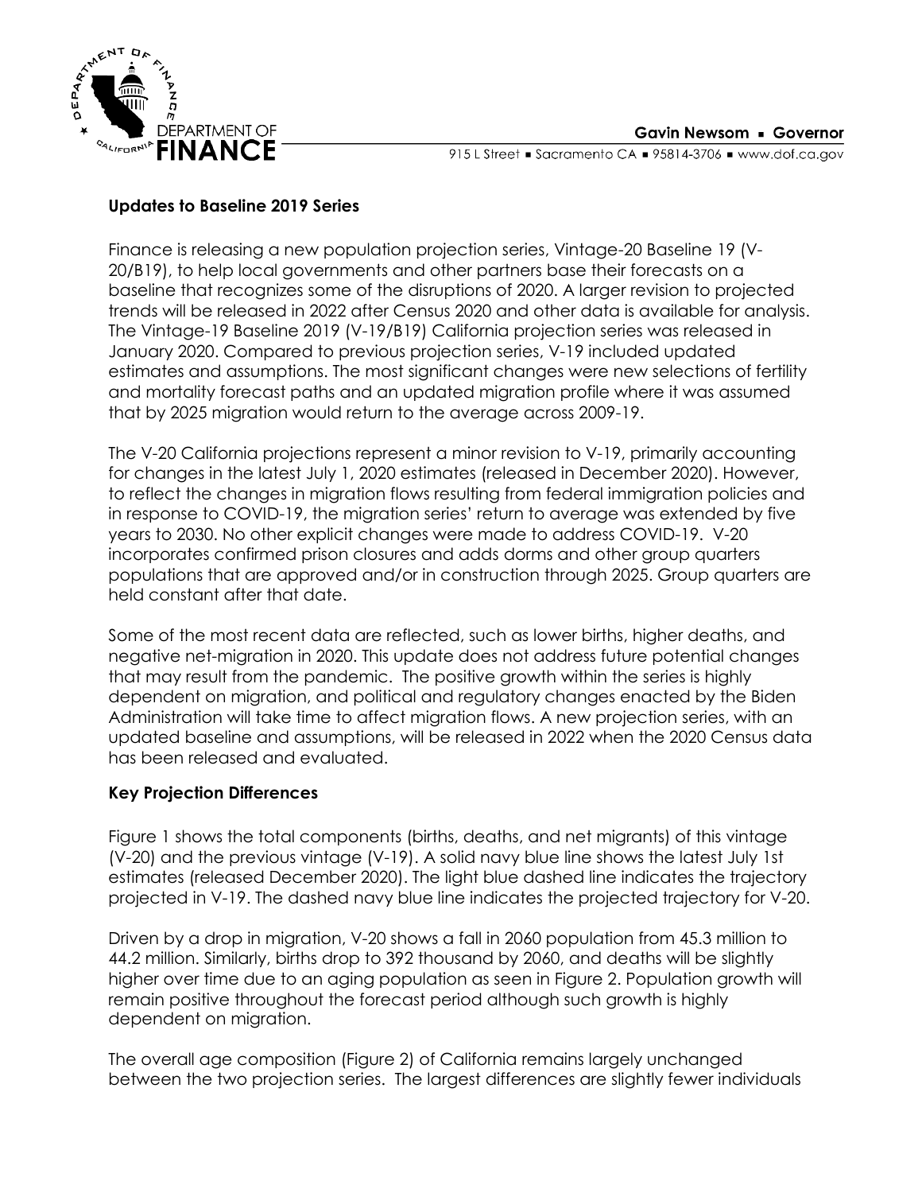## Updates to Baseline 2019 Series

Finance is releasing a new population projection series, Vintage-20 Baseline 19 (V-20/B19), to help local governments and other partners base their forecasts on a baseline that recognizes some of the disruptions of 2020. A larger revision to projected trends will be released in 2022 after Census 2020 and other data is available for analysis. The Vintage-19 Baseline 2019 (V-19/B19) California projection series was released in January 2020. Compared to previous projection series, V-19 included updated estimates and assumptions. The most significant changes were new selections of fertility and mortality forecast paths and an updated migration profile where it was assumed that by 2025 migration would return to the average across 2009-19.

The V-20 California projections represent a minor revision to V-19, primarily accounting for changes in the latest July 1, 2020 estimates (released in December 2020). However, to reflect the changes in migration flows resulting from federal immigration policies and in response to COVID-19, the migration series' return to average was extended by five years to 2030. No other explicit changes were made to address COVID-19. V-20 incorporates confirmed prison closures and adds dorms and other group quarters populations that are approved and/or in construction through 2025. Group quarters are held constant after that date.

Some of the most recent data are reflected, such as lower births, higher deaths, and negative net-migration in 2020. This update does not address future potential changes that may result from the pandemic. The positive growth within the series is highly dependent on migration, and political and regulatory changes enacted by the Biden Administration will take time to affect migration flows. A new projection series, with an updated baseline and assumptions, will be released in 2022 when the 2020 Census data has been released and evaluated.

## Key Projection Differences

Figure 1 shows the total components (births, deaths, and net migrants) of this vintage (V-20) and the previous vintage (V-19). A solid navy blue line shows the latest July 1st estimates (released December 2020). The light blue dashed line indicates the trajectory projected in V-19. The dashed navy blue line indicates the projected trajectory for V-20.

Driven by a drop in migration, V-20 shows a fall in 2060 population from 45.3 million to 44.2 million. Similarly, births drop to 392 thousand by 2060, and deaths will be slightly higher over time due to an aging population as seen in Figure 2. Population growth will remain positive throughout the forecast period although such growth is highly dependent on migration.

The overall age composition (Figure 2) of California remains largely unchanged between the two projection series. The largest differences are slightly fewer individuals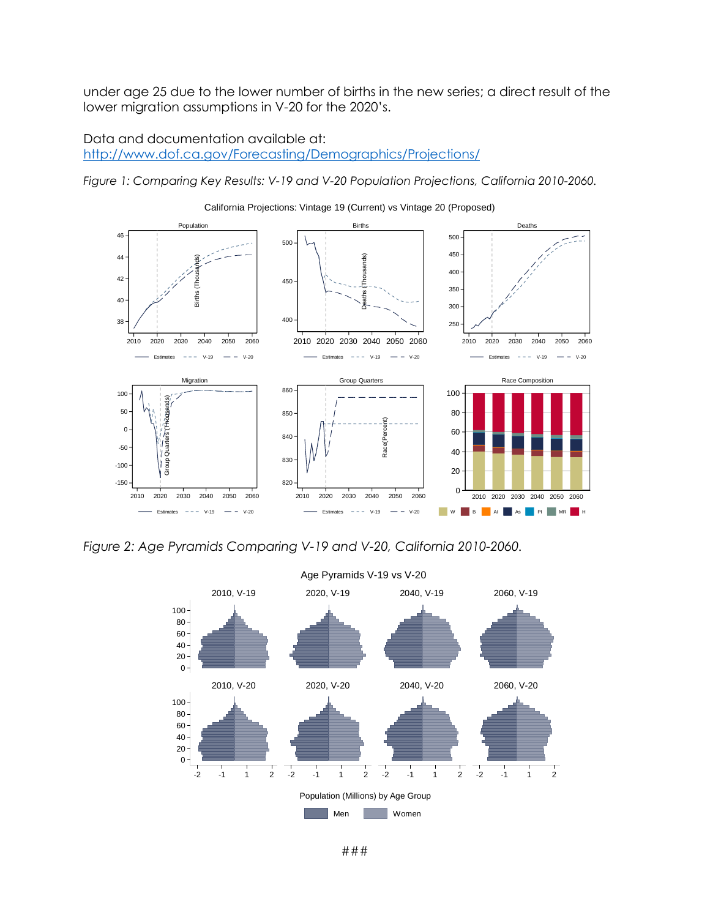under age 25 due to the lower number of births in the new series; a direct result of the lower migration assumptions in V-20 for the 2020's.

Data and documentation available at:
[http://www.dof.ca.gov/Forecasting/Demographics/Projections/](http://www.dof.ca.gov/Forecasting/Demographics/Projections/)

*Figure 1: Comparing Key Results: V-19 and V-20 Population Projections, California 2010-2060.*

California Projections: Vintage 19 (Current) vs Vintage 20 (Proposed)

Population

46
44
42
40
38

2010 2020 2030 2040 2050 2060

Estimates V-19 V-20

Births

Births (Thousands)

500
450
400

2010 2020 2030 2040 2050 2060

Estimates V-19 V-20

Deaths

Deaths (Thousands)

500
450
400
350
300
250

2010 2020 2030 2040 2050 2060

Estimates V-19 V-20

Migration

100
50
0
-50
-100
-150

2010 2020 2030 2040 2050 2060

Estimates V-19 V-20

Group Quarters

Group Quarters (Thousands)

860
850
840
830
820

2010 2020 2030 2040 2050 2060

Estimates V-19 V-20

Race Composition

Race(Percent)

100
80
60
40
20
0

2010 2020 2030 2040 2050 2060

W B AI As PI MR H

*Figure 2: Age Pyramids Comparing V-19 and V-20, California 2010-2060.*

Age Pyramids V-19 vs V-20

2010, V-19 2020, V-19 2040, V-19 2060, V-19

2010, V-20 2020, V-20 2040, V-20 2060, V-20

100
80
60
40
20
0

-2 -1 1 2

Population (Millions) by Age Group

Men Women

###